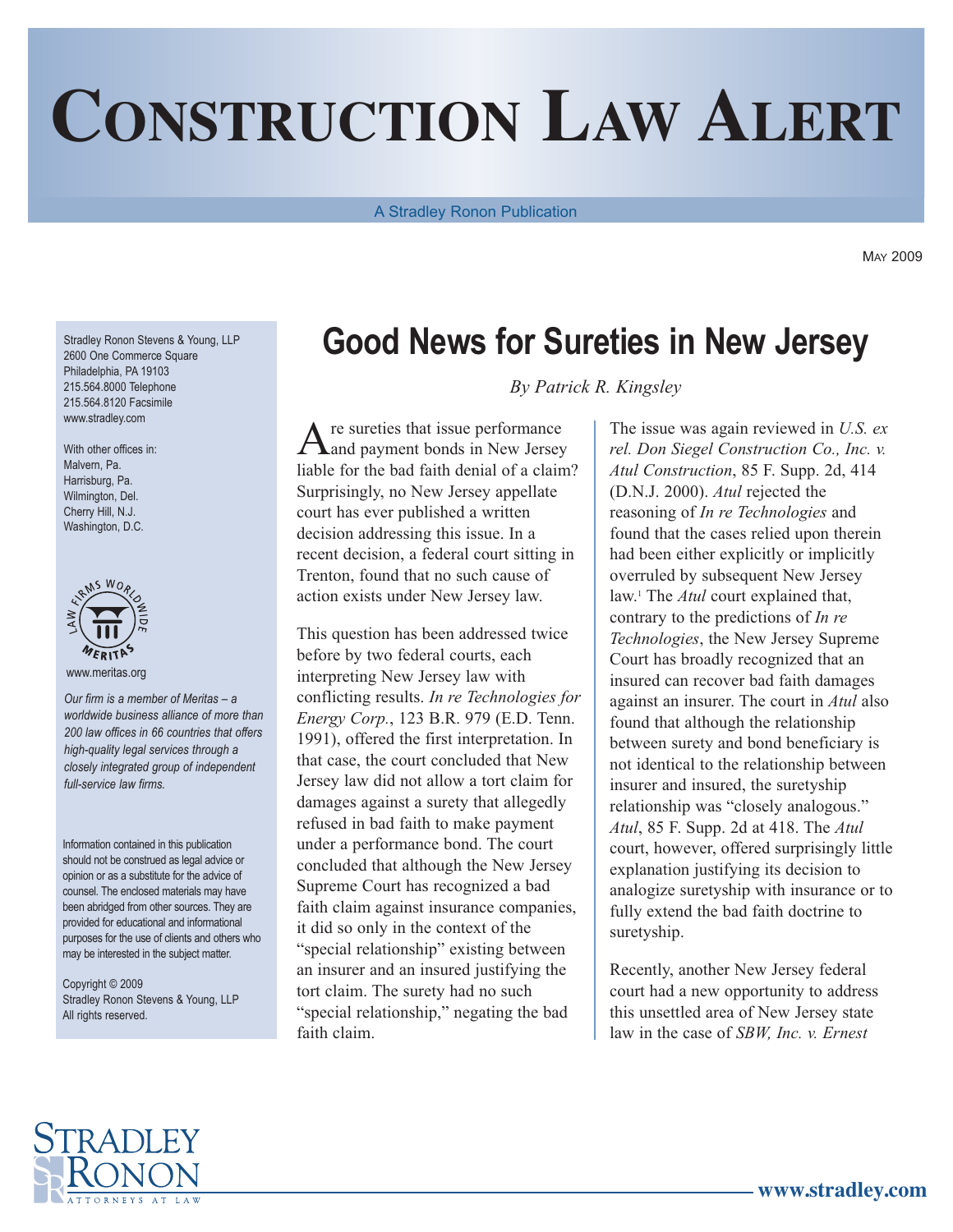# Construction Law Alert

A Stradley Ronon Publication

May 2009

Stradley Ronon Stevens & Young, LLP
2600 One Commerce Square
Philadelphia, PA 19103
215.564.8000 Telephone
215.564.8120 Facsimile
www.stradley.com

With other offices in:
Malvern, Pa.
Harrisburg, Pa.
Wilmington, Del.
Cherry Hill, N.J.
Washington, D.C.

www.meritas.org

*Our firm is a member of Meritas – a worldwide business alliance of more than 200 law offices in 66 countries that offers high-quality legal services through a closely integrated group of independent full-service law firms.*

Information contained in this publication should not be construed as legal advice or opinion or as a substitute for the advice of counsel. The enclosed materials may have been abridged from other sources. They are provided for educational and informational purposes for the use of clients and others who may be interested in the subject matter.

Copyright © 2009
Stradley Ronon Stevens & Young, LLP
All rights reserved.

## Good News for Sureties in New Jersey

*By Patrick R. Kingsley*

Are sureties that issue performance and payment bonds in New Jersey liable for the bad faith denial of a claim? Surprisingly, no New Jersey appellate court has ever published a written decision addressing this issue. In a recent decision, a federal court sitting in Trenton, found that no such cause of action exists under New Jersey law.

This question has been addressed twice before by two federal courts, each interpreting New Jersey law with conflicting results. *In re Technologies for Energy Corp.*, 123 B.R. 979 (E.D. Tenn. 1991), offered the first interpretation. In that case, the court concluded that New Jersey law did not allow a tort claim for damages against a surety that allegedly refused in bad faith to make payment under a performance bond. The court concluded that although the New Jersey Supreme Court has recognized a bad faith claim against insurance companies, it did so only in the context of the "special relationship" existing between an insurer and an insured justifying the tort claim. The surety had no such "special relationship," negating the bad faith claim.

The issue was again reviewed in *U.S. ex rel. Don Siegel Construction Co., Inc. v. Atul Construction*, 85 F. Supp. 2d, 414 (D.N.J. 2000). *Atul* rejected the reasoning of *In re Technologies* and found that the cases relied upon therein had been either explicitly or implicitly overruled by subsequent New Jersey law.[1] The *Atul* court explained that, contrary to the predictions of *In re Technologies*, the New Jersey Supreme Court has broadly recognized that an insured can recover bad faith damages against an insurer. The court in *Atul* also found that although the relationship between surety and bond beneficiary is not identical to the relationship between insurer and insured, the suretyship relationship was "closely analogous." *Atul*, 85 F. Supp. 2d at 418. The *Atul* court, however, offered surprisingly little explanation justifying its decision to analogize suretyship with insurance or to fully extend the bad faith doctrine to suretyship.

Recently, another New Jersey federal court had a new opportunity to address this unsettled area of New Jersey state law in the case of *SBW, Inc. v. Ernest*

Stradley Ronon Attorneys at Law

www.stradley.com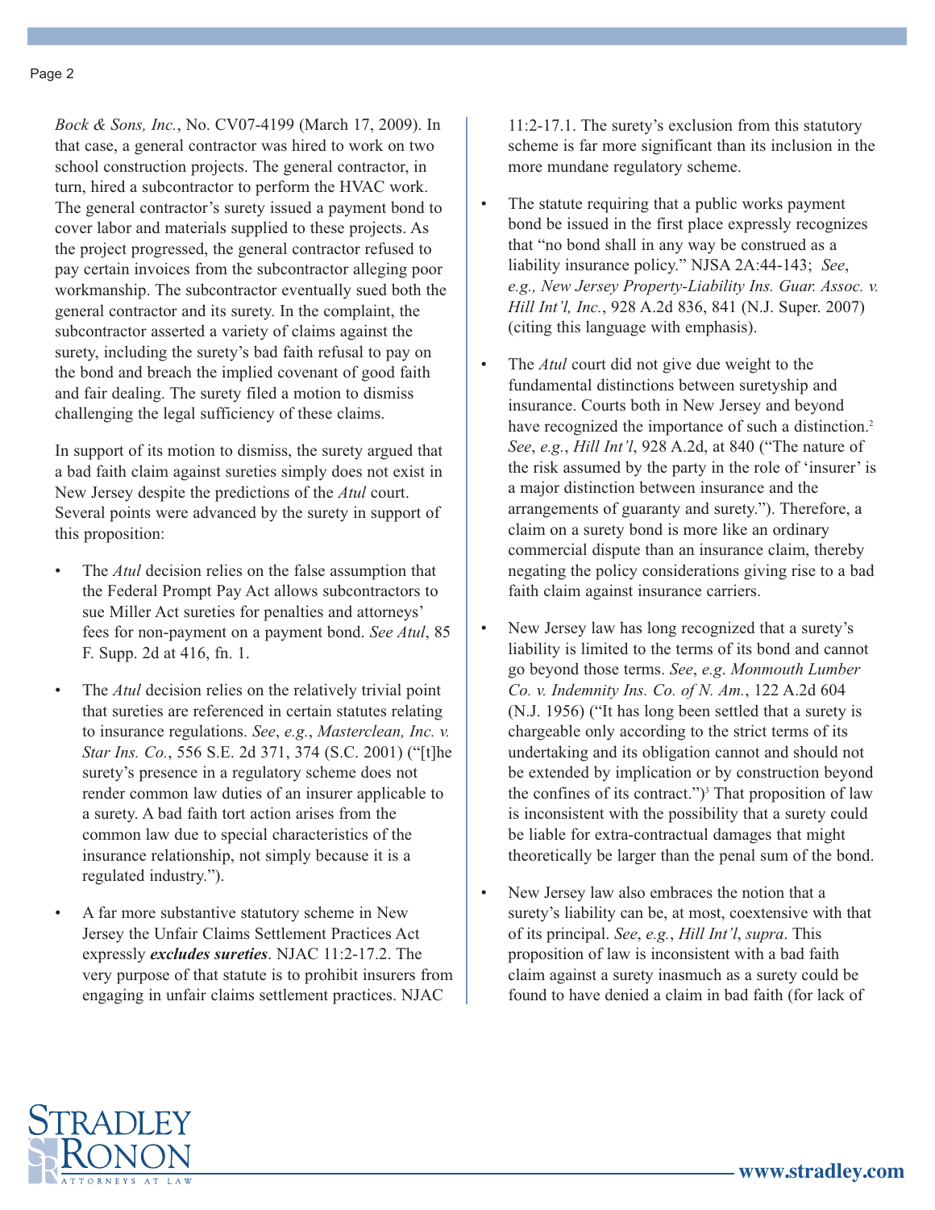*Bock & Sons, Inc.*, No. CV07-4199 (March 17, 2009). In that case, a general contractor was hired to work on two school construction projects. The general contractor, in turn, hired a subcontractor to perform the HVAC work. The general contractor's surety issued a payment bond to cover labor and materials supplied to these projects. As the project progressed, the general contractor refused to pay certain invoices from the subcontractor alleging poor workmanship. The subcontractor eventually sued both the general contractor and its surety. In the complaint, the subcontractor asserted a variety of claims against the surety, including the surety's bad faith refusal to pay on the bond and breach the implied covenant of good faith and fair dealing. The surety filed a motion to dismiss challenging the legal sufficiency of these claims.

In support of its motion to dismiss, the surety argued that a bad faith claim against sureties simply does not exist in New Jersey despite the predictions of the *Atul* court. Several points were advanced by the surety in support of this proposition:

- The *Atul* decision relies on the false assumption that the Federal Prompt Pay Act allows subcontractors to sue Miller Act sureties for penalties and attorneys' fees for non-payment on a payment bond. *See Atul*, 85 F. Supp. 2d at 416, fn. 1.
- The *Atul* decision relies on the relatively trivial point that sureties are referenced in certain statutes relating to insurance regulations. *See*, *e.g.*, *Masterclean, Inc. v. Star Ins. Co.*, 556 S.E. 2d 371, 374 (S.C. 2001) ("[t]he surety's presence in a regulatory scheme does not render common law duties of an insurer applicable to a surety. A bad faith tort action arises from the common law due to special characteristics of the insurance relationship, not simply because it is a regulated industry.").
- A far more substantive statutory scheme in New Jersey the Unfair Claims Settlement Practices Act expressly ***excludes sureties***. NJAC 11:2-17.2. The very purpose of that statute is to prohibit insurers from engaging in unfair claims settlement practices. NJAC 11:2-17.1. The surety's exclusion from this statutory scheme is far more significant than its inclusion in the more mundane regulatory scheme.
- The statute requiring that a public works payment bond be issued in the first place expressly recognizes that "no bond shall in any way be construed as a liability insurance policy." NJSA 2A:44-143; *See*, *e.g., New Jersey Property-Liability Ins. Guar. Assoc. v. Hill Int'l, Inc.*, 928 A.2d 836, 841 (N.J. Super. 2007) (citing this language with emphasis).
- The *Atul* court did not give due weight to the fundamental distinctions between suretyship and insurance. Courts both in New Jersey and beyond have recognized the importance of such a distinction.[2] *See*, *e.g.*, *Hill Int'l*, 928 A.2d, at 840 ("The nature of the risk assumed by the party in the role of 'insurer' is a major distinction between insurance and the arrangements of guaranty and surety."). Therefore, a claim on a surety bond is more like an ordinary commercial dispute than an insurance claim, thereby negating the policy considerations giving rise to a bad faith claim against insurance carriers.
- New Jersey law has long recognized that a surety's liability is limited to the terms of its bond and cannot go beyond those terms. *See*, *e.g*. *Monmouth Lumber Co. v. Indemnity Ins. Co. of N. Am.*, 122 A.2d 604 (N.J. 1956) ("It has long been settled that a surety is chargeable only according to the strict terms of its undertaking and its obligation cannot and should not be extended by implication or by construction beyond the confines of its contract.")[3] That proposition of law is inconsistent with the possibility that a surety could be liable for extra-contractual damages that might theoretically be larger than the penal sum of the bond.
- New Jersey law also embraces the notion that a surety's liability can be, at most, coextensive with that of its principal. *See*, *e.g.*, *Hill Int'l*, *supra*. This proposition of law is inconsistent with a bad faith claim against a surety inasmuch as a surety could be found to have denied a claim in bad faith (for lack of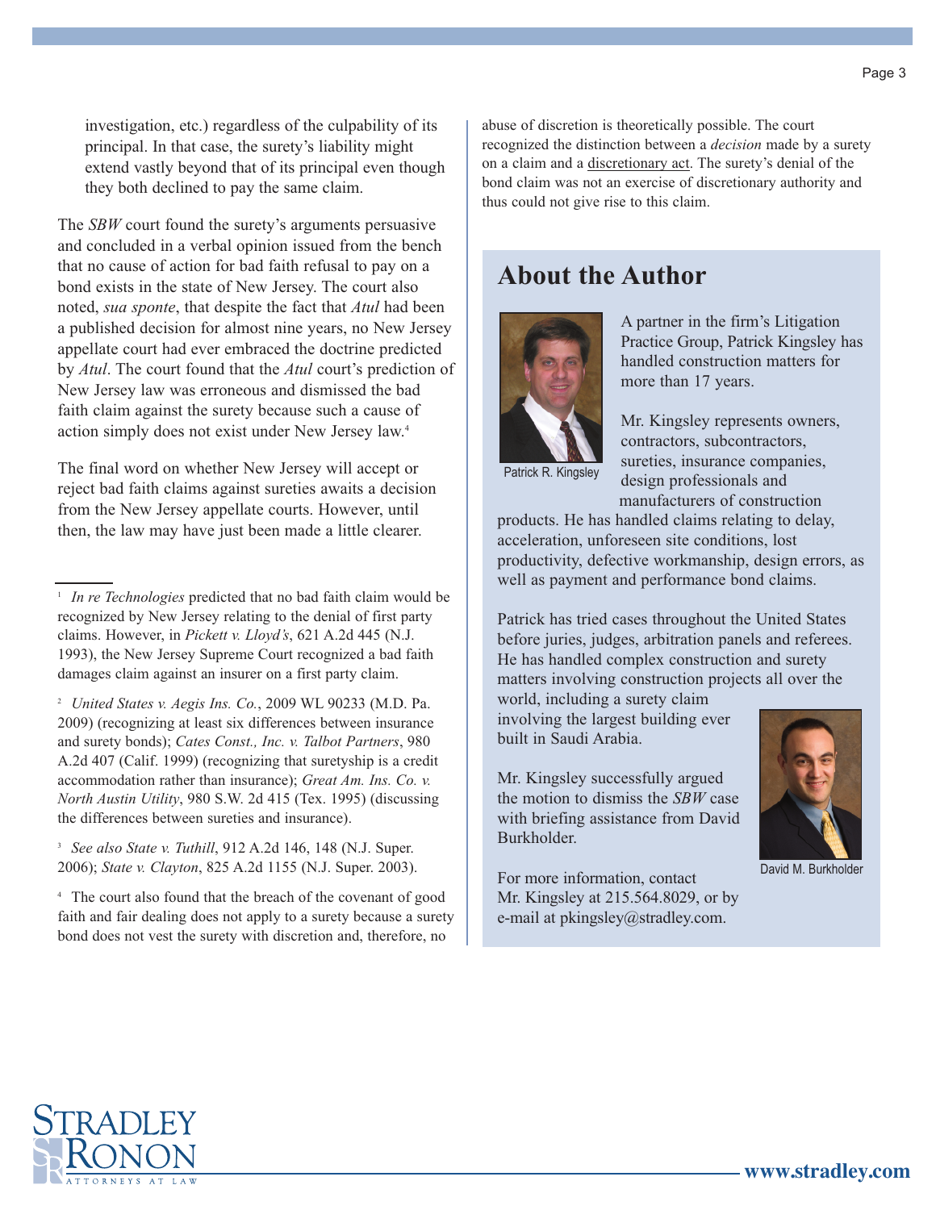investigation, etc.) regardless of the culpability of its principal. In that case, the surety's liability might extend vastly beyond that of its principal even though they both declined to pay the same claim.

The *SBW* court found the surety's arguments persuasive and concluded in a verbal opinion issued from the bench that no cause of action for bad faith refusal to pay on a bond exists in the state of New Jersey. The court also noted, *sua sponte*, that despite the fact that *Atul* had been a published decision for almost nine years, no New Jersey appellate court had ever embraced the doctrine predicted by *Atul*. The court found that the *Atul* court's prediction of New Jersey law was erroneous and dismissed the bad faith claim against the surety because such a cause of action simply does not exist under New Jersey law.[4]

The final word on whether New Jersey will accept or reject bad faith claims against sureties awaits a decision from the New Jersey appellate courts. However, until then, the law may have just been made a little clearer.

---

[1] *In re Technologies* predicted that no bad faith claim would be recognized by New Jersey relating to the denial of first party claims. However, in *Pickett v. Lloyd's*, 621 A.2d 445 (N.J. 1993), the New Jersey Supreme Court recognized a bad faith damages claim against an insurer on a first party claim.

[2] *United States v. Aegis Ins. Co.*, 2009 WL 90233 (M.D. Pa. 2009) (recognizing at least six differences between insurance and surety bonds); *Cates Const., Inc. v. Talbot Partners*, 980 A.2d 407 (Calif. 1999) (recognizing that suretyship is a credit accommodation rather than insurance); *Great Am. Ins. Co. v. North Austin Utility*, 980 S.W. 2d 415 (Tex. 1995) (discussing the differences between sureties and insurance).

[3] *See also State v. Tuthill*, 912 A.2d 146, 148 (N.J. Super. 2006); *State v. Clayton*, 825 A.2d 1155 (N.J. Super. 2003).

[4] The court also found that the breach of the covenant of good faith and fair dealing does not apply to a surety because a surety bond does not vest the surety with discretion and, therefore, no abuse of discretion is theoretically possible. The court recognized the distinction between a *decision* made by a surety on a claim and a discretionary act. The surety's denial of the bond claim was not an exercise of discretionary authority and thus could not give rise to this claim.

## About the Author

Patrick R. Kingsley

A partner in the firm's Litigation Practice Group, Patrick Kingsley has handled construction matters for more than 17 years.

Mr. Kingsley represents owners, contractors, subcontractors, sureties, insurance companies, design professionals and manufacturers of construction products. He has handled claims relating to delay, acceleration, unforeseen site conditions, lost productivity, defective workmanship, design errors, as well as payment and performance bond claims.

Patrick has tried cases throughout the United States before juries, judges, arbitration panels and referees. He has handled complex construction and surety matters involving construction projects all over the world, including a surety claim involving the largest building ever built in Saudi Arabia.

Mr. Kingsley successfully argued the motion to dismiss the *SBW* case with briefing assistance from David Burkholder.

David M. Burkholder

For more information, contact Mr. Kingsley at 215.564.8029, or by e-mail at pkingsley@stradley.com.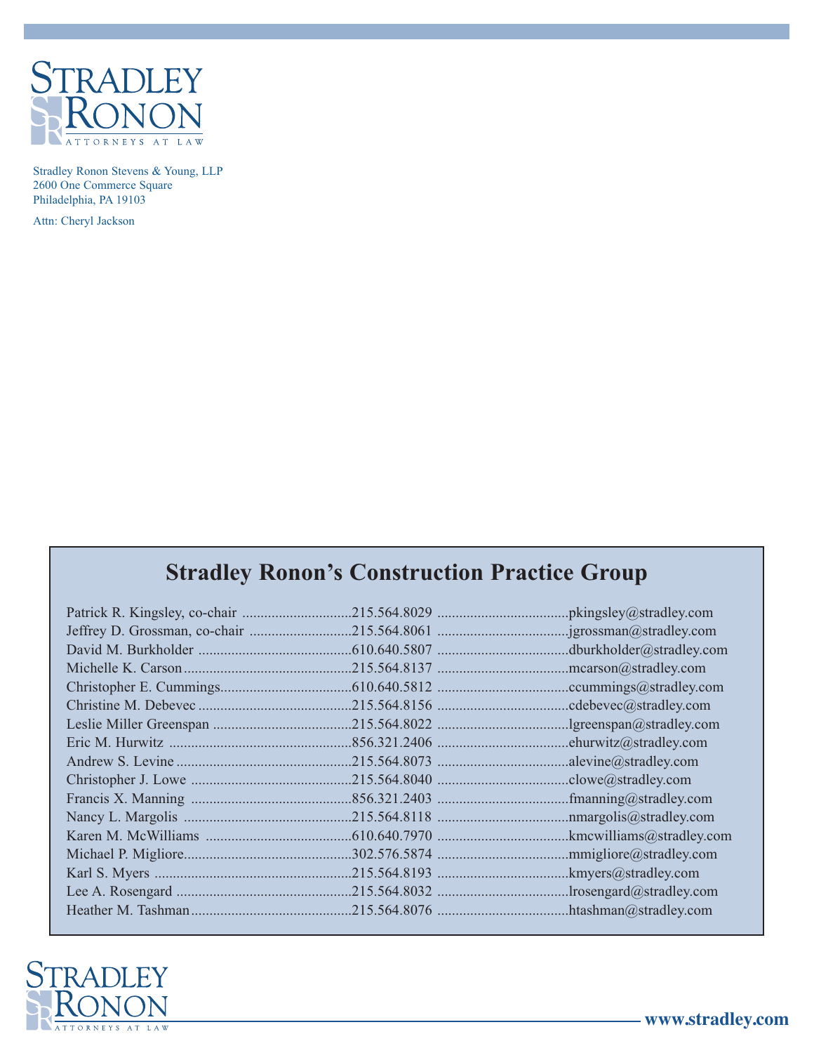STRADLEY RONON
ATTORNEYS AT LAW

Stradley Ronon Stevens & Young, LLP
2600 One Commerce Square
Philadelphia, PA 19103

Attn: Cheryl Jackson

## Stradley Ronon's Construction Practice Group

| | | |
|---|---|---|
| Patrick R. Kingsley, co-chair | 215.564.8029 | pkingsley@stradley.com |
| Jeffrey D. Grossman, co-chair | 215.564.8061 | jgrossman@stradley.com |
| David M. Burkholder | 610.640.5807 | dburkholder@stradley.com |
| Michelle K. Carson | 215.564.8137 | mcarson@stradley.com |
| Christopher E. Cummings | 610.640.5812 | ccummings@stradley.com |
| Christine M. Debevec | 215.564.8156 | cdebevec@stradley.com |
| Leslie Miller Greenspan | 215.564.8022 | lgreenspan@stradley.com |
| Eric M. Hurwitz | 856.321.2406 | ehurwitz@stradley.com |
| Andrew S. Levine | 215.564.8073 | alevine@stradley.com |
| Christopher J. Lowe | 215.564.8040 | clowe@stradley.com |
| Francis X. Manning | 856.321.2403 | fmanning@stradley.com |
| Nancy L. Margolis | 215.564.8118 | nmargolis@stradley.com |
| Karen M. McWilliams | 610.640.7970 | kmcwilliams@stradley.com |
| Michael P. Migliore | 302.576.5874 | mmigliore@stradley.com |
| Karl S. Myers | 215.564.8193 | kmyers@stradley.com |
| Lee A. Rosengard | 215.564.8032 | lrosengard@stradley.com |
| Heather M. Tashman | 215.564.8076 | htashman@stradley.com |

STRADLEY RONON
ATTORNEYS AT LAW

**www.stradley.com**